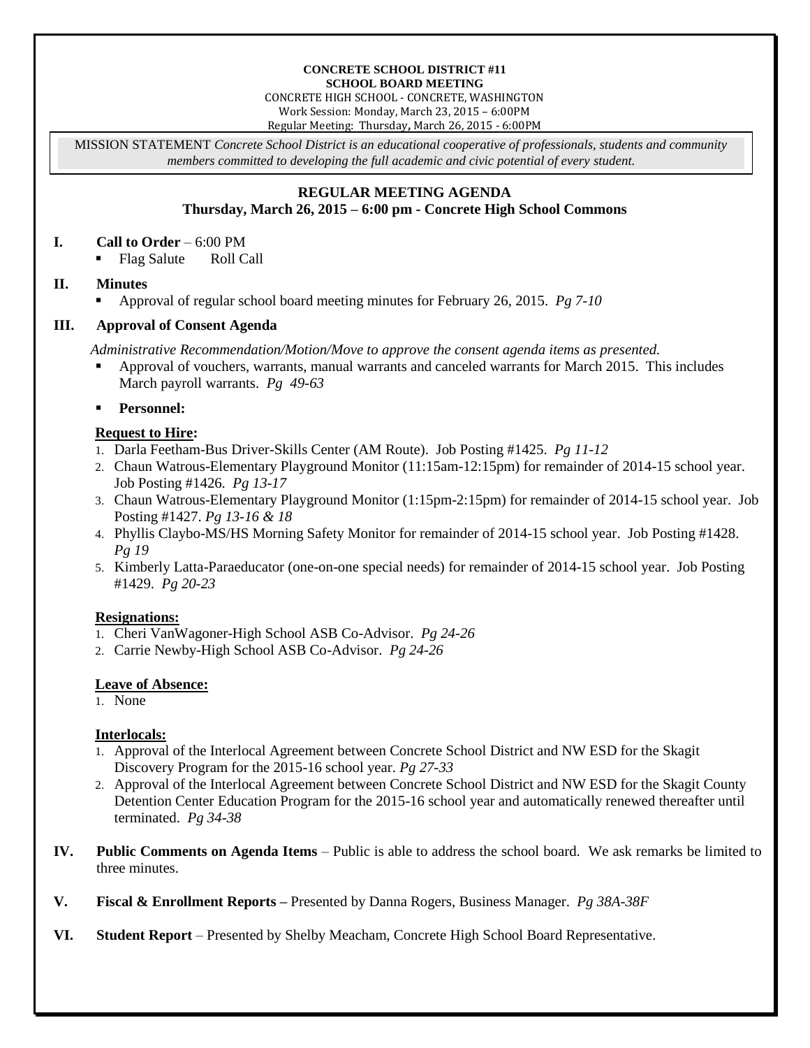**CONCRETE SCHOOL DISTRICT #11**
**SCHOOL BOARD MEETING**
CONCRETE HIGH SCHOOL - CONCRETE, WASHINGTON
Work Session: Monday, March 23, 2015 – 6:00PM
Regular Meeting: Thursday, March 26, 2015 - 6:00PM

MISSION STATEMENT *Concrete School District is an educational cooperative of professionals, students and community members committed to developing the full academic and civic potential of every student.*

## REGULAR MEETING AGENDA
### Thursday, March 26, 2015 – 6:00 pm - Concrete High School Commons

**I. Call to Order** – 6:00 PM

- Flag Salute     Roll Call

**II. Minutes**

- Approval of regular school board meeting minutes for February 26, 2015. *Pg 7-10*

**III. Approval of Consent Agenda**

*Administrative Recommendation/Motion/Move to approve the consent agenda items as presented.*

- Approval of vouchers, warrants, manual warrants and canceled warrants for March 2015. This includes March payroll warrants. *Pg 49-63*
- **Personnel:**

**Request to Hire:**

1. Darla Feetham-Bus Driver-Skills Center (AM Route). Job Posting #1425. *Pg 11-12*
2. Chaun Watrous-Elementary Playground Monitor (11:15am-12:15pm) for remainder of 2014-15 school year. Job Posting #1426. *Pg 13-17*
3. Chaun Watrous-Elementary Playground Monitor (1:15pm-2:15pm) for remainder of 2014-15 school year. Job Posting #1427. *Pg 13-16 & 18*
4. Phyllis Claybo-MS/HS Morning Safety Monitor for remainder of 2014-15 school year. Job Posting #1428. *Pg 19*
5. Kimberly Latta-Paraeducator (one-on-one special needs) for remainder of 2014-15 school year. Job Posting #1429. *Pg 20-23*

**Resignations:**

1. Cheri VanWagoner-High School ASB Co-Advisor. *Pg 24-26*
2. Carrie Newby-High School ASB Co-Advisor. *Pg 24-26*

**Leave of Absence:**

1. None

**Interlocals:**

1. Approval of the Interlocal Agreement between Concrete School District and NW ESD for the Skagit Discovery Program for the 2015-16 school year. *Pg 27-33*
2. Approval of the Interlocal Agreement between Concrete School District and NW ESD for the Skagit County Detention Center Education Program for the 2015-16 school year and automatically renewed thereafter until terminated. *Pg 34-38*

**IV. Public Comments on Agenda Items** – Public is able to address the school board. We ask remarks be limited to three minutes.

**V. Fiscal & Enrollment Reports –** Presented by Danna Rogers, Business Manager. *Pg 38A-38F*

**VI. Student Report** – Presented by Shelby Meacham, Concrete High School Board Representative.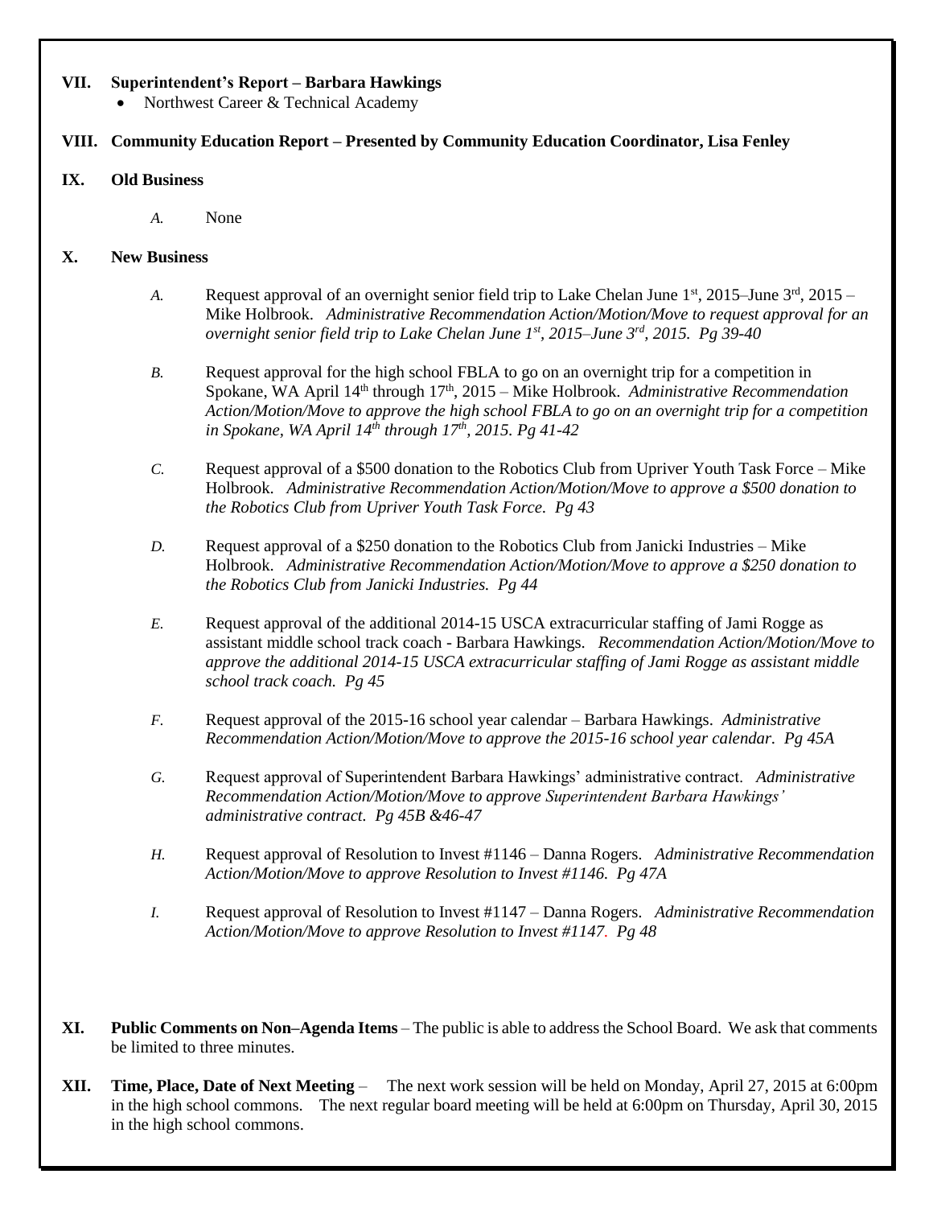## VII. Superintendent's Report – Barbara Hawkings

- Northwest Career & Technical Academy

## VIII. Community Education Report – Presented by Community Education Coordinator, Lisa Fenley

## IX. Old Business

*A.* None

## X. New Business

*A.* Request approval of an overnight senior field trip to Lake Chelan June 1st, 2015–June 3rd, 2015 – Mike Holbrook. *Administrative Recommendation Action/Motion/Move to request approval for an overnight senior field trip to Lake Chelan June 1st, 2015–June 3rd, 2015. Pg 39-40*

*B.* Request approval for the high school FBLA to go on an overnight trip for a competition in Spokane, WA April 14th through 17th, 2015 – Mike Holbrook. *Administrative Recommendation Action/Motion/Move to approve the high school FBLA to go on an overnight trip for a competition in Spokane, WA April 14th through 17th, 2015. Pg 41-42*

*C.* Request approval of a $500 donation to the Robotics Club from Upriver Youth Task Force – Mike Holbrook. *Administrative Recommendation Action/Motion/Move to approve a $500 donation to the Robotics Club from Upriver Youth Task Force. Pg 43*

*D.* Request approval of a $250 donation to the Robotics Club from Janicki Industries – Mike Holbrook. *Administrative Recommendation Action/Motion/Move to approve a $250 donation to the Robotics Club from Janicki Industries. Pg 44*

*E.* Request approval of the additional 2014-15 USCA extracurricular staffing of Jami Rogge as assistant middle school track coach - Barbara Hawkings. *Recommendation Action/Motion/Move to approve the additional 2014-15 USCA extracurricular staffing of Jami Rogge as assistant middle school track coach. Pg 45*

*F.* Request approval of the 2015-16 school year calendar – Barbara Hawkings. *Administrative Recommendation Action/Motion/Move to approve the 2015-16 school year calendar. Pg 45A*

*G.* Request approval of Superintendent Barbara Hawkings' administrative contract. *Administrative Recommendation Action/Motion/Move to approve Superintendent Barbara Hawkings' administrative contract. Pg 45B &46-47*

*H.* Request approval of Resolution to Invest #1146 – Danna Rogers. *Administrative Recommendation Action/Motion/Move to approve Resolution to Invest #1146. Pg 47A*

*I.* Request approval of Resolution to Invest #1147 – Danna Rogers. *Administrative Recommendation Action/Motion/Move to approve Resolution to Invest #1147. Pg 48*

## XI. Public Comments on Non–Agenda Items

The public is able to address the School Board. We ask that comments be limited to three minutes.

## XII. Time, Place, Date of Next Meeting

The next work session will be held on Monday, April 27, 2015 at 6:00pm in the high school commons. The next regular board meeting will be held at 6:00pm on Thursday, April 30, 2015 in the high school commons.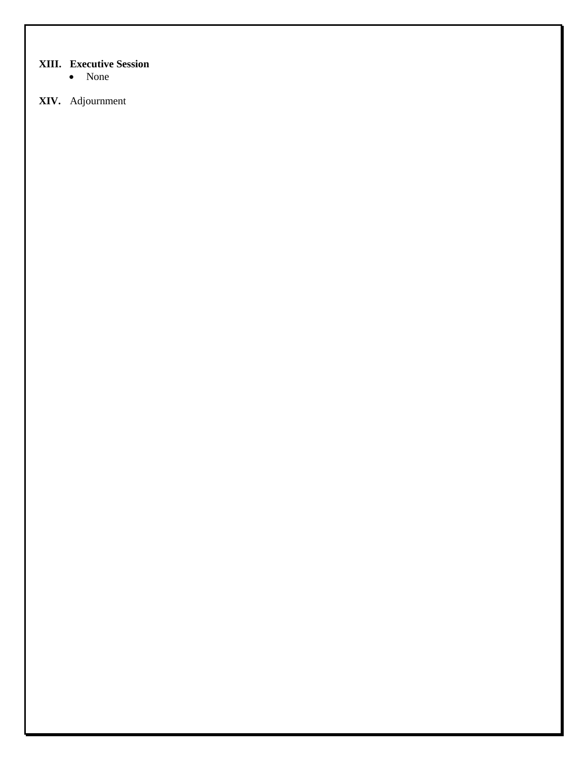**XIII. Executive Session**

- None

**XIV.** Adjournment